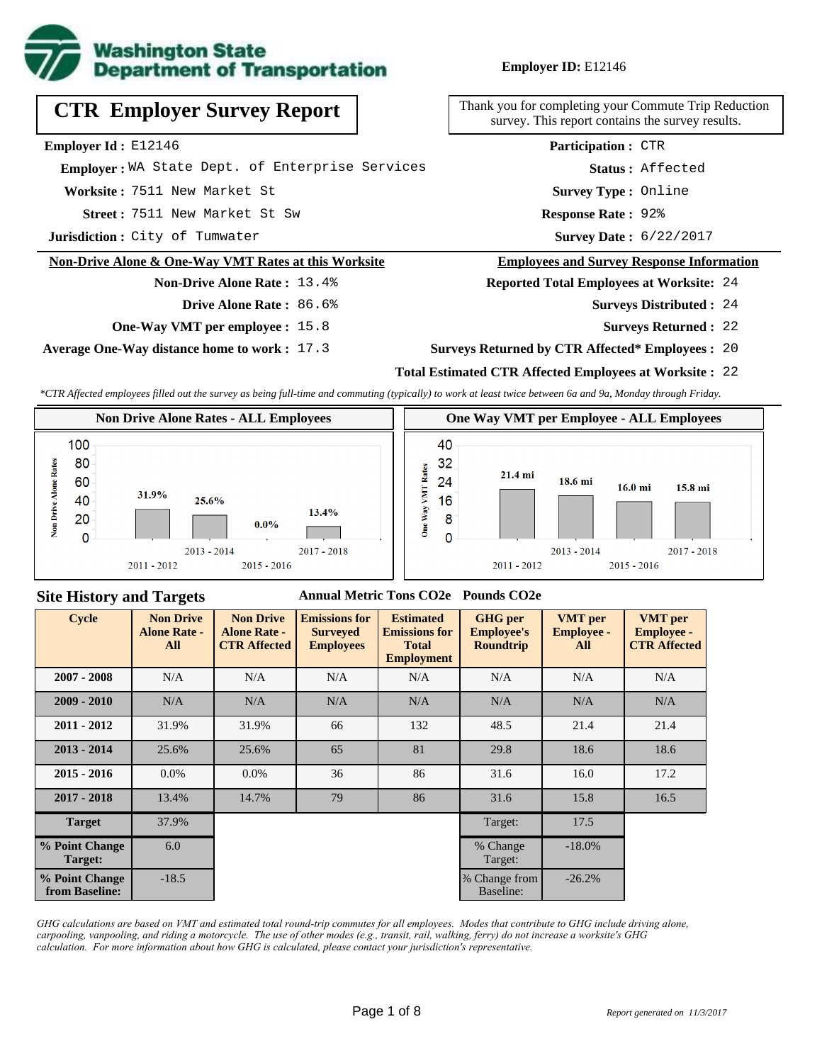**Employer ID:** E12146

# CTR Employer Survey Report

Thank you for completing your Commute Trip Reduction survey. This report contains the survey results.

**Employer Id :** E12146
**Employer :** WA State Dept. of Enterprise Services
**Worksite :** 7511 New Market St
**Street :** 7511 New Market St Sw
**Jurisdiction :** City of Tumwater

**Participation :** CTR
**Status :** Affected
**Survey Type :** Online
**Response Rate :** 92%
**Survey Date :** 6/22/2017

## Non-Drive Alone & One-Way VMT Rates at this Worksite

**Non-Drive Alone Rate :** 13.4%
**Drive Alone Rate :** 86.6%
**One-Way VMT per employee :** 15.8
**Average One-Way distance home to work :** 17.3

## Employees and Survey Response Information

**Reported Total Employees at Worksite:** 24
**Surveys Distributed :** 24
**Surveys Returned :** 22
**Surveys Returned by CTR Affected* Employees :** 20
**Total Estimated CTR Affected Employees at Worksite :** 22

*CTR Affected employees filled out the survey as being full-time and commuting (typically) to work at least twice between 6a and 9a, Monday through Friday.*

### Non Drive Alone Rates - ALL Employees

| Cycle | Non Drive Alone Rate |
|---|---|
| 2011 - 2012 | 31.9% |
| 2013 - 2014 | 25.6% |
| 2015 - 2016 | 0.0% |
| 2017 - 2018 | 13.4% |

### One Way VMT per Employee - ALL Employees

| Cycle | One Way VMT |
|---|---|
| 2011 - 2012 | 21.4 mi |
| 2013 - 2014 | 18.6 mi |
| 2015 - 2016 | 16.0 mi |
| 2017 - 2018 | 15.8 mi |

## Site History and Targets

| Cycle | Non Drive Alone Rate - All | Non Drive Alone Rate - CTR Affected | Emissions for Surveyed Employees (Annual Metric Tons CO2e) | Estimated Emissions for Total Employment (Annual Metric Tons CO2e) | GHG per Employee's Roundtrip (Pounds CO2e) | VMT per Employee - All | VMT per Employee - CTR Affected |
|---|---|---|---|---|---|---|---|
| 2007 - 2008 | N/A | N/A | N/A | N/A | N/A | N/A | N/A |
| 2009 - 2010 | N/A | N/A | N/A | N/A | N/A | N/A | N/A |
| 2011 - 2012 | 31.9% | 31.9% | 66 | 132 | 48.5 | 21.4 | 21.4 |
| 2013 - 2014 | 25.6% | 25.6% | 65 | 81 | 29.8 | 18.6 | 18.6 |
| 2015 - 2016 | 0.0% | 0.0% | 36 | 86 | 31.6 | 16.0 | 17.2 |
| 2017 - 2018 | 13.4% | 14.7% | 79 | 86 | 31.6 | 15.8 | 16.5 |
| Target | 37.9% | | | | Target: | 17.5 | |
| % Point Change Target: | 6.0 | | | | % Change Target: | -18.0% | |
| % Point Change from Baseline: | -18.5 | | | | % Change from Baseline: | -26.2% | |

*GHG calculations are based on VMT and estimated total round-trip commutes for all employees. Modes that contribute to GHG include driving alone, carpooling, vanpooling, and riding a motorcycle. The use of other modes (e.g., transit, rail, walking, ferry) do not increase a worksite's GHG calculation. For more information about how GHG is calculated, please contact your jurisdiction's representative.*

*Report generated on 11/3/2017*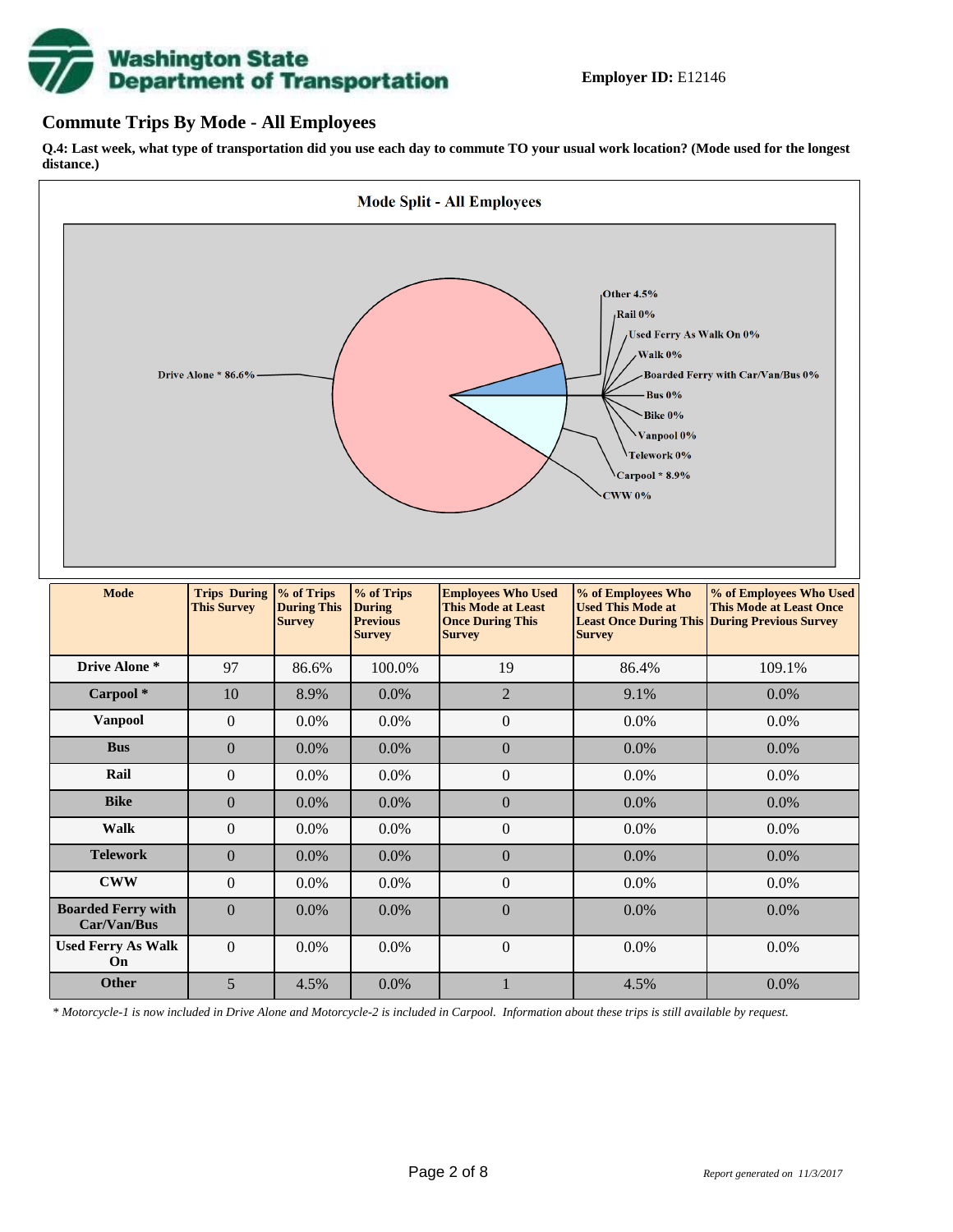**Employer ID:** E12146

## Commute Trips By Mode - All Employees

**Q.4: Last week, what type of transportation did you use each day to commute TO your usual work location? (Mode used for the longest distance.)**

| Mode | Trips During This Survey | % of Trips During This Survey | % of Trips During Previous Survey | Employees Who Used This Mode at Least Once During This Survey | % of Employees Who Used This Mode at Least Once During This Survey | % of Employees Who Used This Mode at Least Once During Previous Survey |
|---|---|---|---|---|---|---|
| Drive Alone * | 97 | 86.6% | 100.0% | 19 | 86.4% | 109.1% |
| Carpool * | 10 | 8.9% | 0.0% | 2 | 9.1% | 0.0% |
| Vanpool | 0 | 0.0% | 0.0% | 0 | 0.0% | 0.0% |
| Bus | 0 | 0.0% | 0.0% | 0 | 0.0% | 0.0% |
| Rail | 0 | 0.0% | 0.0% | 0 | 0.0% | 0.0% |
| Bike | 0 | 0.0% | 0.0% | 0 | 0.0% | 0.0% |
| Walk | 0 | 0.0% | 0.0% | 0 | 0.0% | 0.0% |
| Telework | 0 | 0.0% | 0.0% | 0 | 0.0% | 0.0% |
| CWW | 0 | 0.0% | 0.0% | 0 | 0.0% | 0.0% |
| Boarded Ferry with Car/Van/Bus | 0 | 0.0% | 0.0% | 0 | 0.0% | 0.0% |
| Used Ferry As Walk On | 0 | 0.0% | 0.0% | 0 | 0.0% | 0.0% |
| Other | 5 | 4.5% | 0.0% | 1 | 4.5% | 0.0% |

*\* Motorcycle-1 is now included in Drive Alone and Motorcycle-2 is included in Carpool. Information about these trips is still available by request.*

*Report generated on 11/3/2017*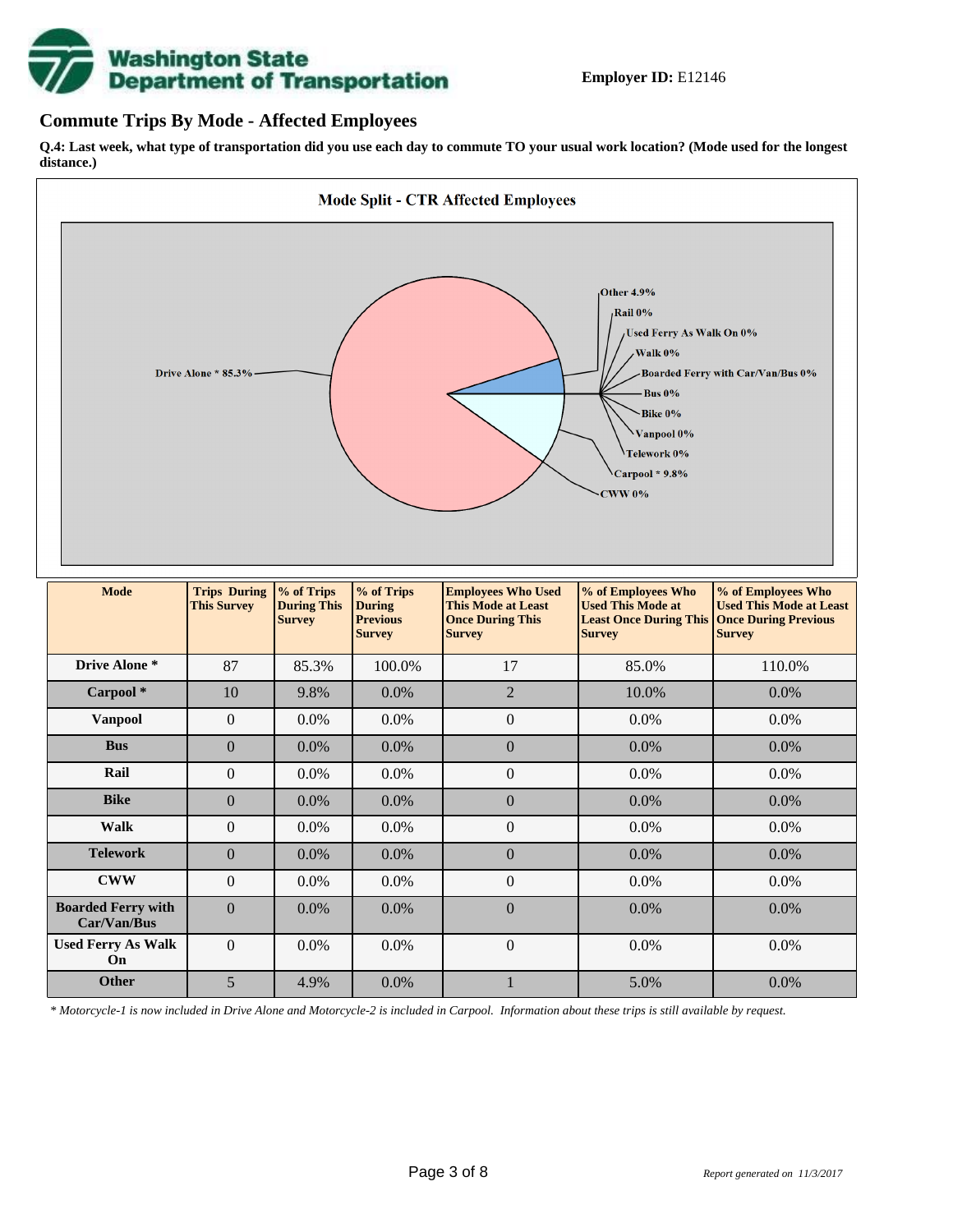**Employer ID:** E12146

## Commute Trips By Mode - Affected Employees

**Q.4: Last week, what type of transportation did you use each day to commute TO your usual work location? (Mode used for the longest distance.)**

**Mode Split - CTR Affected Employees**

Drive Alone * 85.3%
Other 4.9%
Rail 0%
Used Ferry As Walk On 0%
Walk 0%
Boarded Ferry with Car/Van/Bus 0%
Bus 0%
Bike 0%
Vanpool 0%
Telework 0%
Carpool * 9.8%
CWW 0%

| Mode | Trips During This Survey | % of Trips During This Survey | % of Trips During Previous Survey | Employees Who Used This Mode at Least Once During This Survey | % of Employees Who Used This Mode at Least Once During This Survey | % of Employees Who Used This Mode at Least Once During Previous Survey |
|---|---|---|---|---|---|---|
| **Drive Alone *** | 87 | 85.3% | 100.0% | 17 | 85.0% | 110.0% |
| **Carpool *** | 10 | 9.8% | 0.0% | 2 | 10.0% | 0.0% |
| **Vanpool** | 0 | 0.0% | 0.0% | 0 | 0.0% | 0.0% |
| **Bus** | 0 | 0.0% | 0.0% | 0 | 0.0% | 0.0% |
| **Rail** | 0 | 0.0% | 0.0% | 0 | 0.0% | 0.0% |
| **Bike** | 0 | 0.0% | 0.0% | 0 | 0.0% | 0.0% |
| **Walk** | 0 | 0.0% | 0.0% | 0 | 0.0% | 0.0% |
| **Telework** | 0 | 0.0% | 0.0% | 0 | 0.0% | 0.0% |
| **CWW** | 0 | 0.0% | 0.0% | 0 | 0.0% | 0.0% |
| **Boarded Ferry with Car/Van/Bus** | 0 | 0.0% | 0.0% | 0 | 0.0% | 0.0% |
| **Used Ferry As Walk On** | 0 | 0.0% | 0.0% | 0 | 0.0% | 0.0% |
| **Other** | 5 | 4.9% | 0.0% | 1 | 5.0% | 0.0% |

*\* Motorcycle-1 is now included in Drive Alone and Motorcycle-2 is included in Carpool. Information about these trips is still available by request.*

*Report generated on 11/3/2017*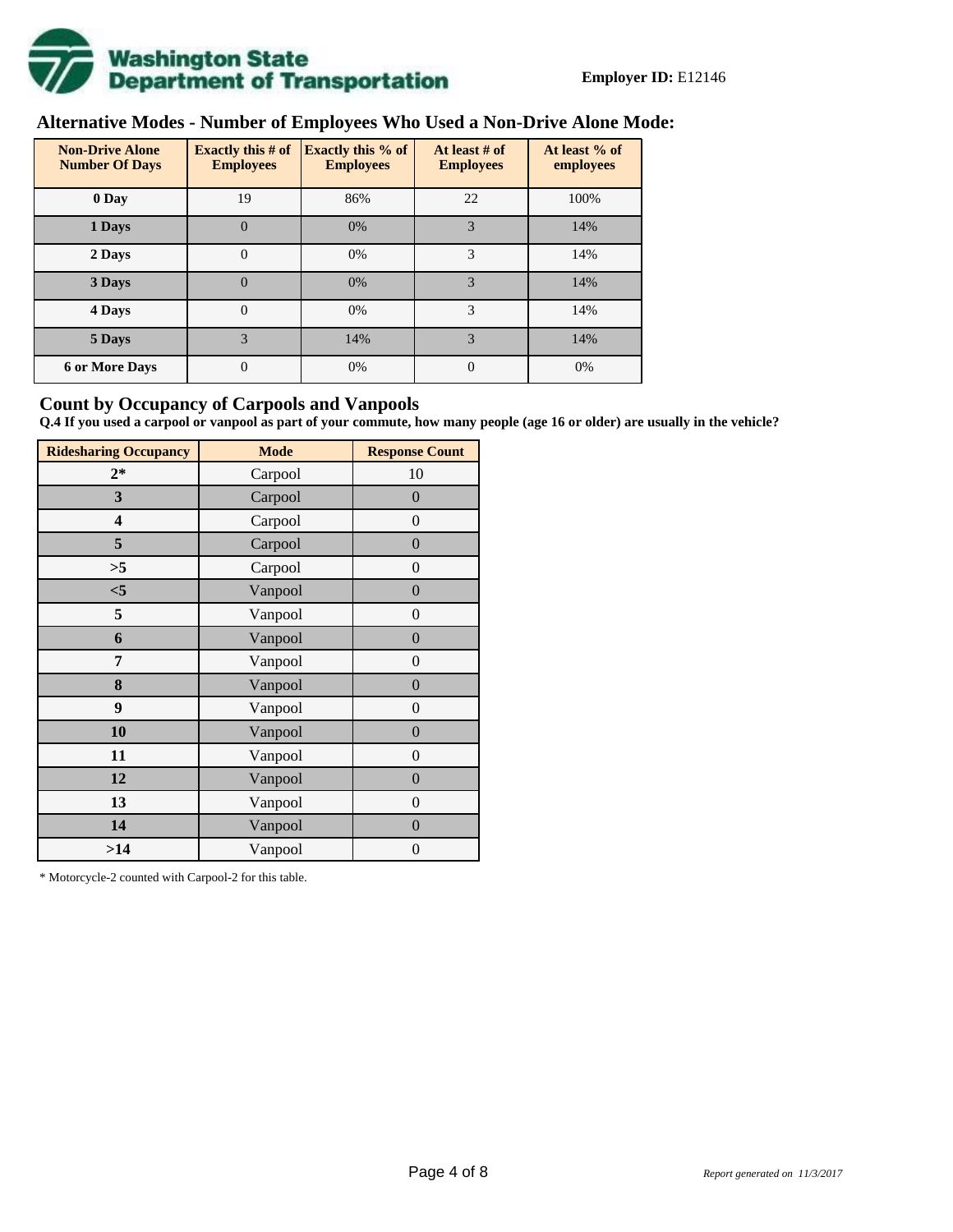**Employer ID:** E12146

## Alternative Modes - Number of Employees Who Used a Non-Drive Alone Mode:

| Non-Drive Alone Number Of Days | Exactly this # of Employees | Exactly this % of Employees | At least # of Employees | At least % of employees |
|---|---|---|---|---|
| **0 Day** | 19 | 86% | 22 | 100% |
| **1 Days** | 0 | 0% | 3 | 14% |
| **2 Days** | 0 | 0% | 3 | 14% |
| **3 Days** | 0 | 0% | 3 | 14% |
| **4 Days** | 0 | 0% | 3 | 14% |
| **5 Days** | 3 | 14% | 3 | 14% |
| **6 or More Days** | 0 | 0% | 0 | 0% |

## Count by Occupancy of Carpools and Vanpools

**Q.4 If you used a carpool or vanpool as part of your commute, how many people (age 16 or older) are usually in the vehicle?**

| Ridesharing Occupancy | Mode | Response Count |
|---|---|---|
| **2*** | Carpool | 10 |
| **3** | Carpool | 0 |
| **4** | Carpool | 0 |
| **5** | Carpool | 0 |
| **>5** | Carpool | 0 |
| **<5** | Vanpool | 0 |
| **5** | Vanpool | 0 |
| **6** | Vanpool | 0 |
| **7** | Vanpool | 0 |
| **8** | Vanpool | 0 |
| **9** | Vanpool | 0 |
| **10** | Vanpool | 0 |
| **11** | Vanpool | 0 |
| **12** | Vanpool | 0 |
| **13** | Vanpool | 0 |
| **14** | Vanpool | 0 |
| **>14** | Vanpool | 0 |

* Motorcycle-2 counted with Carpool-2 for this table.

*Report generated on 11/3/2017*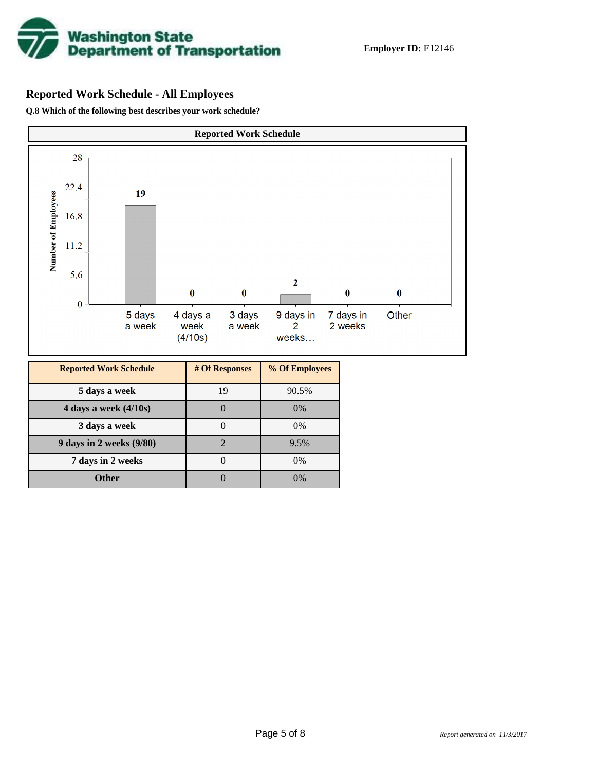**Employer ID:** E12146

## Reported Work Schedule - All Employees

**Q.8 Which of the following best describes your work schedule?**

| Reported Work Schedule | # Of Responses | % Of Employees |
|---|---|---|
| 5 days a week | 19 | 90.5% |
| 4 days a week (4/10s) | 0 | 0% |
| 3 days a week | 0 | 0% |
| 9 days in 2 weeks (9/80) | 2 | 9.5% |
| 7 days in 2 weeks | 0 | 0% |
| Other | 0 | 0% |

*Report generated on 11/3/2017*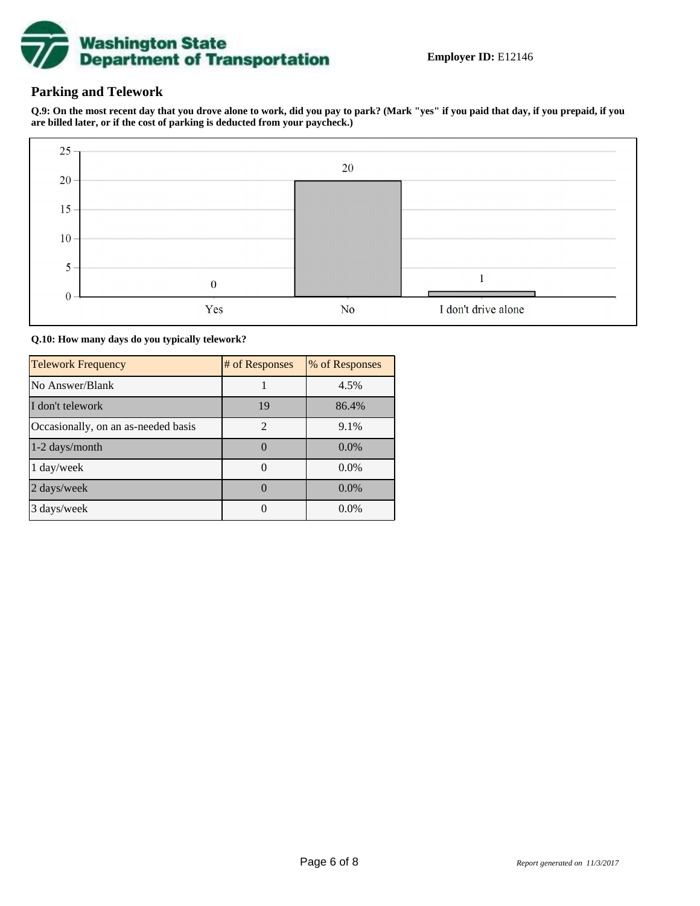**Employer ID:** E12146

## Parking and Telework

**Q.9: On the most recent day that you drove alone to work, did you pay to park? (Mark "yes" if you paid that day, if you prepaid, if you are billed later, or if the cost of parking is deducted from your paycheck.)**

| Response | Count |
|---|---|
| Yes | 0 |
| No | 20 |
| I don't drive alone | 1 |

**Q.10: How many days do you typically telework?**

| Telework Frequency | # of Responses | % of Responses |
|---|---|---|
| No Answer/Blank | 1 | 4.5% |
| I don't telework | 19 | 86.4% |
| Occasionally, on an as-needed basis | 2 | 9.1% |
| 1-2 days/month | 0 | 0.0% |
| 1 day/week | 0 | 0.0% |
| 2 days/week | 0 | 0.0% |
| 3 days/week | 0 | 0.0% |

*Report generated on 11/3/2017*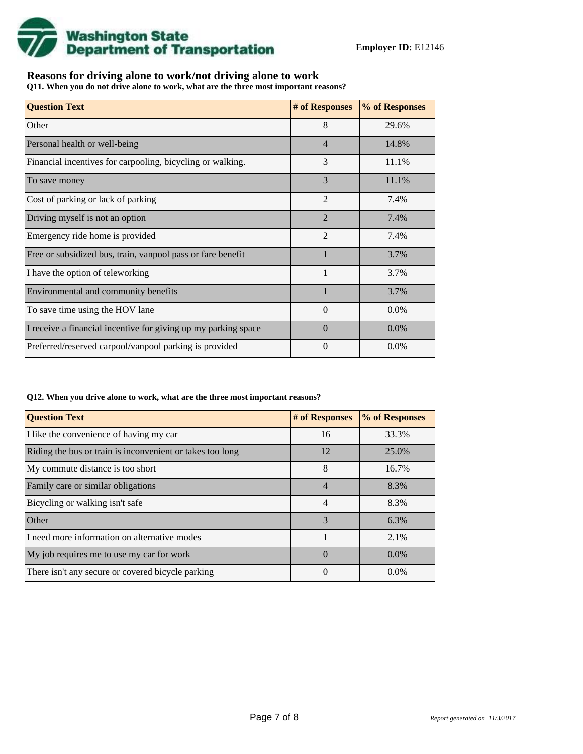**Employer ID:** E12146

## Reasons for driving alone to work/not driving alone to work

**Q11. When you do not drive alone to work, what are the three most important reasons?**

| Question Text | # of Responses | % of Responses |
|---|---|---|
| Other | 8 | 29.6% |
| Personal health or well-being | 4 | 14.8% |
| Financial incentives for carpooling, bicycling or walking. | 3 | 11.1% |
| To save money | 3 | 11.1% |
| Cost of parking or lack of parking | 2 | 7.4% |
| Driving myself is not an option | 2 | 7.4% |
| Emergency ride home is provided | 2 | 7.4% |
| Free or subsidized bus, train, vanpool pass or fare benefit | 1 | 3.7% |
| I have the option of teleworking | 1 | 3.7% |
| Environmental and community benefits | 1 | 3.7% |
| To save time using the HOV lane | 0 | 0.0% |
| I receive a financial incentive for giving up my parking space | 0 | 0.0% |
| Preferred/reserved carpool/vanpool parking is provided | 0 | 0.0% |

**Q12. When you drive alone to work, what are the three most important reasons?**

| Question Text | # of Responses | % of Responses |
|---|---|---|
| I like the convenience of having my car | 16 | 33.3% |
| Riding the bus or train is inconvenient or takes too long | 12 | 25.0% |
| My commute distance is too short | 8 | 16.7% |
| Family care or similar obligations | 4 | 8.3% |
| Bicycling or walking isn't safe | 4 | 8.3% |
| Other | 3 | 6.3% |
| I need more information on alternative modes | 1 | 2.1% |
| My job requires me to use my car for work | 0 | 0.0% |
| There isn't any secure or covered bicycle parking | 0 | 0.0% |

*Report generated on 11/3/2017*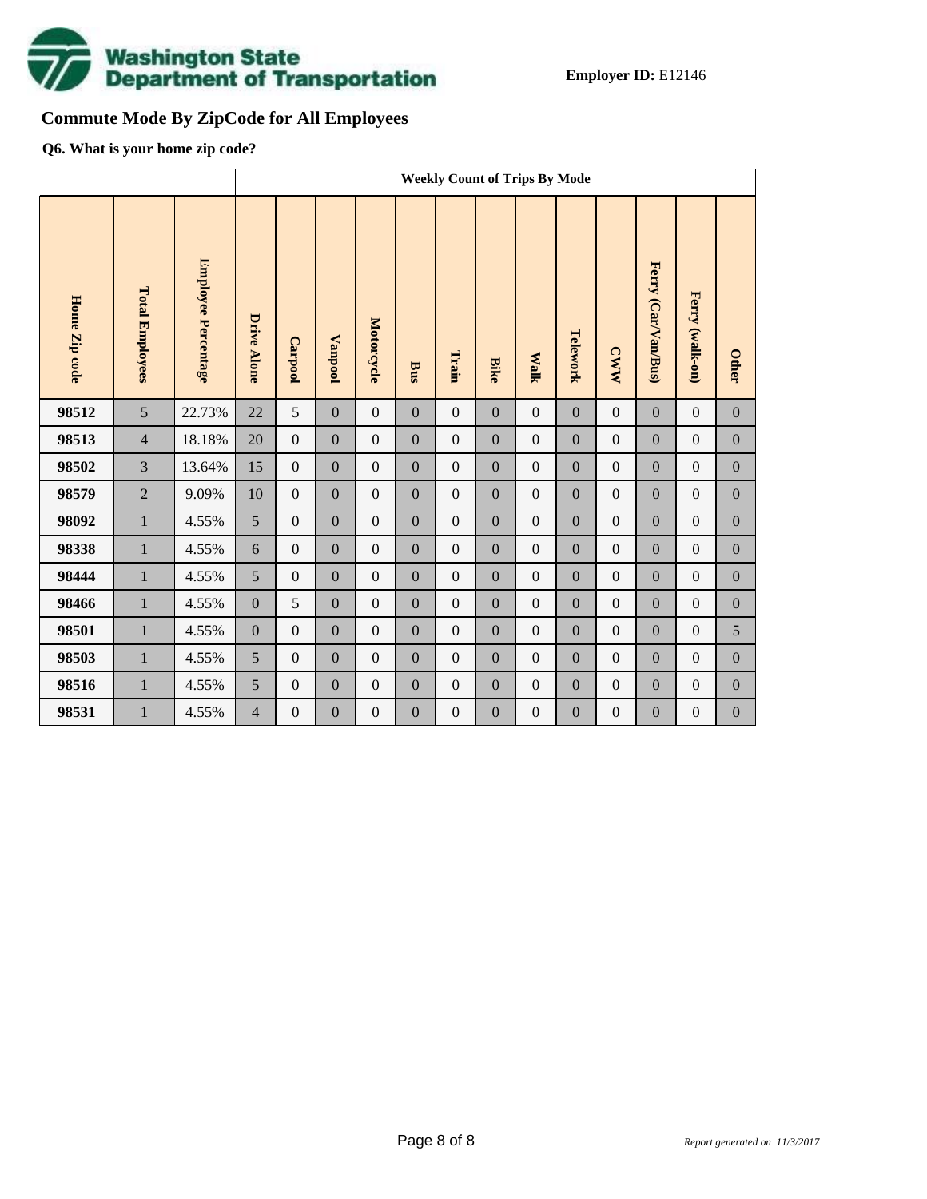**Employer ID:** E12146

## Commute Mode By ZipCode for All Employees

**Q6. What is your home zip code?**

| | | | Weekly Count of Trips By Mode | | | | | | | | | | | | | |
|---|---|---|---|---|---|---|---|---|---|---|---|---|---|---|---|---|
| Home Zip code | Total Employees | Employee Percentage | Drive Alone | Carpool | Vanpool | Motorcycle | Bus | Train | Bike | Walk | Telework | CWW | Ferry (Car/Van/Bus) | Ferry (walk-on) | Other |
| 98512 | 5 | 22.73% | 22 | 5 | 0 | 0 | 0 | 0 | 0 | 0 | 0 | 0 | 0 | 0 | 0 |
| 98513 | 4 | 18.18% | 20 | 0 | 0 | 0 | 0 | 0 | 0 | 0 | 0 | 0 | 0 | 0 | 0 |
| 98502 | 3 | 13.64% | 15 | 0 | 0 | 0 | 0 | 0 | 0 | 0 | 0 | 0 | 0 | 0 | 0 |
| 98579 | 2 | 9.09% | 10 | 0 | 0 | 0 | 0 | 0 | 0 | 0 | 0 | 0 | 0 | 0 | 0 |
| 98092 | 1 | 4.55% | 5 | 0 | 0 | 0 | 0 | 0 | 0 | 0 | 0 | 0 | 0 | 0 | 0 |
| 98338 | 1 | 4.55% | 6 | 0 | 0 | 0 | 0 | 0 | 0 | 0 | 0 | 0 | 0 | 0 | 0 |
| 98444 | 1 | 4.55% | 5 | 0 | 0 | 0 | 0 | 0 | 0 | 0 | 0 | 0 | 0 | 0 | 0 |
| 98466 | 1 | 4.55% | 0 | 5 | 0 | 0 | 0 | 0 | 0 | 0 | 0 | 0 | 0 | 0 | 0 |
| 98501 | 1 | 4.55% | 0 | 0 | 0 | 0 | 0 | 0 | 0 | 0 | 0 | 0 | 0 | 0 | 5 |
| 98503 | 1 | 4.55% | 5 | 0 | 0 | 0 | 0 | 0 | 0 | 0 | 0 | 0 | 0 | 0 | 0 |
| 98516 | 1 | 4.55% | 5 | 0 | 0 | 0 | 0 | 0 | 0 | 0 | 0 | 0 | 0 | 0 | 0 |
| 98531 | 1 | 4.55% | 4 | 0 | 0 | 0 | 0 | 0 | 0 | 0 | 0 | 0 | 0 | 0 | 0 |

*Report generated on 11/3/2017*